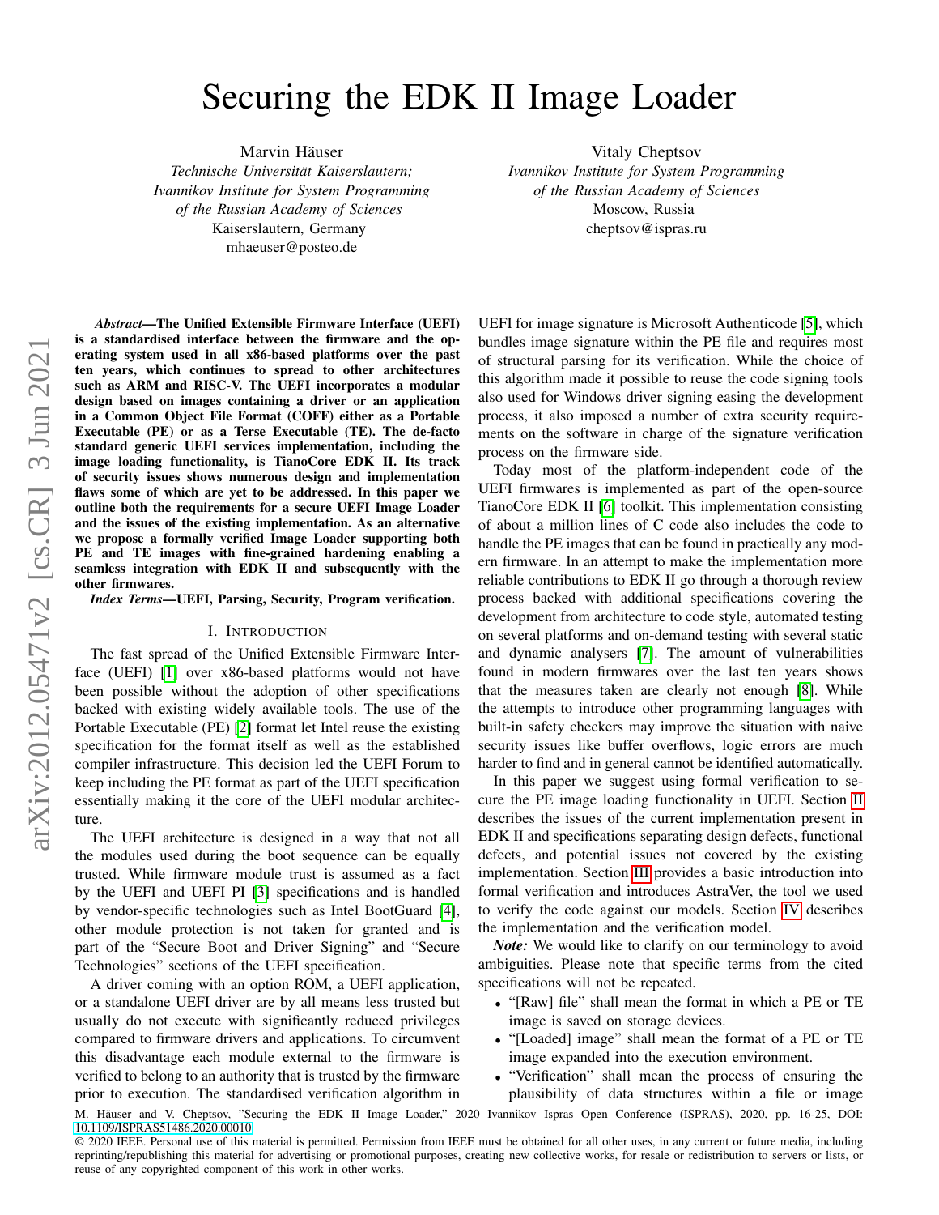# Securing the EDK II Image Loader

Marvin Häuser
*Technische Universität Kaiserslautern;*
*Ivannikov Institute for System Programming*
*of the Russian Academy of Sciences*
Kaiserslautern, Germany
mhaeuser@posteo.de

Vitaly Cheptsov
*Ivannikov Institute for System Programming*
*of the Russian Academy of Sciences*
Moscow, Russia
cheptsov@ispras.ru

***Abstract*—The Unified Extensible Firmware Interface (UEFI) is a standardised interface between the firmware and the operating system used in all x86-based platforms over the past ten years, which continues to spread to other architectures such as ARM and RISC-V. The UEFI incorporates a modular design based on images containing a driver or an application in a Common Object File Format (COFF) either as a Portable Executable (PE) or as a Terse Executable (TE). The de-facto standard generic UEFI services implementation, including the image loading functionality, is TianoCore EDK II. Its track of security issues shows numerous design and implementation flaws some of which are yet to be addressed. In this paper we outline both the requirements for a secure UEFI Image Loader and the issues of the existing implementation. As an alternative we propose a formally verified Image Loader supporting both PE and TE images with fine-grained hardening enabling a seamless integration with EDK II and subsequently with the other firmwares.**

***Index Terms*—UEFI, Parsing, Security, Program verification.**

## I. Introduction

The fast spread of the Unified Extensible Firmware Interface (UEFI) [1] over x86-based platforms would not have been possible without the adoption of other specifications backed with existing widely available tools. The use of the Portable Executable (PE) [2] format let Intel reuse the existing specification for the format itself as well as the established compiler infrastructure. This decision led the UEFI Forum to keep including the PE format as part of the UEFI specification essentially making it the core of the UEFI modular architecture.

The UEFI architecture is designed in a way that not all the modules used during the boot sequence can be equally trusted. While firmware module trust is assumed as a fact by the UEFI and UEFI PI [3] specifications and is handled by vendor-specific technologies such as Intel BootGuard [4], other module protection is not taken for granted and is part of the "Secure Boot and Driver Signing" and "Secure Technologies" sections of the UEFI specification.

A driver coming with an option ROM, a UEFI application, or a standalone UEFI driver are by all means less trusted but usually do not execute with significantly reduced privileges compared to firmware drivers and applications. To circumvent this disadvantage each module external to the firmware is verified to belong to an authority that is trusted by the firmware prior to execution. The standardised verification algorithm in UEFI for image signature is Microsoft Authenticode [5], which bundles image signature within the PE file and requires most of structural parsing for its verification. While the choice of this algorithm made it possible to reuse the code signing tools also used for Windows driver signing easing the development process, it also imposed a number of extra security requirements on the software in charge of the signature verification process on the firmware side.

Today most of the platform-independent code of the UEFI firmwares is implemented as part of the open-source TianoCore EDK II [6] toolkit. This implementation consisting of about a million lines of C code also includes the code to handle the PE images that can be found in practically any modern firmware. In an attempt to make the implementation more reliable contributions to EDK II go through a thorough review process backed with additional specifications covering the development from architecture to code style, automated testing on several platforms and on-demand testing with several static and dynamic analysers [7]. The amount of vulnerabilities found in modern firmwares over the last ten years shows that the measures taken are clearly not enough [8]. While the attempts to introduce other programming languages with built-in safety checkers may improve the situation with naive security issues like buffer overflows, logic errors are much harder to find and in general cannot be identified automatically.

In this paper we suggest using formal verification to secure the PE image loading functionality in UEFI. Section II describes the issues of the current implementation present in EDK II and specifications separating design defects, functional defects, and potential issues not covered by the existing implementation. Section III provides a basic introduction into formal verification and introduces AstraVer, the tool we used to verify the code against our models. Section IV describes the implementation and the verification model.

*Note:* We would like to clarify on our terminology to avoid ambiguities. Please note that specific terms from the cited specifications will not be repeated.

- "[Raw] file" shall mean the format in which a PE or TE image is saved on storage devices.
- "[Loaded] image" shall mean the format of a PE or TE image expanded into the execution environment.
- "Verification" shall mean the process of ensuring the plausibility of data structures within a file or image

M. Häuser and V. Cheptsov, "Securing the EDK II Image Loader," 2020 Ivannikov Ispras Open Conference (ISPRAS), 2020, pp. 16-25, DOI: 10.1109/ISPRAS51486.2020.00010

© 2020 IEEE. Personal use of this material is permitted. Permission from IEEE must be obtained for all other uses, in any current or future media, including reprinting/republishing this material for advertising or promotional purposes, creating new collective works, for resale or redistribution to servers or lists, or reuse of any copyrighted component of this work in other works.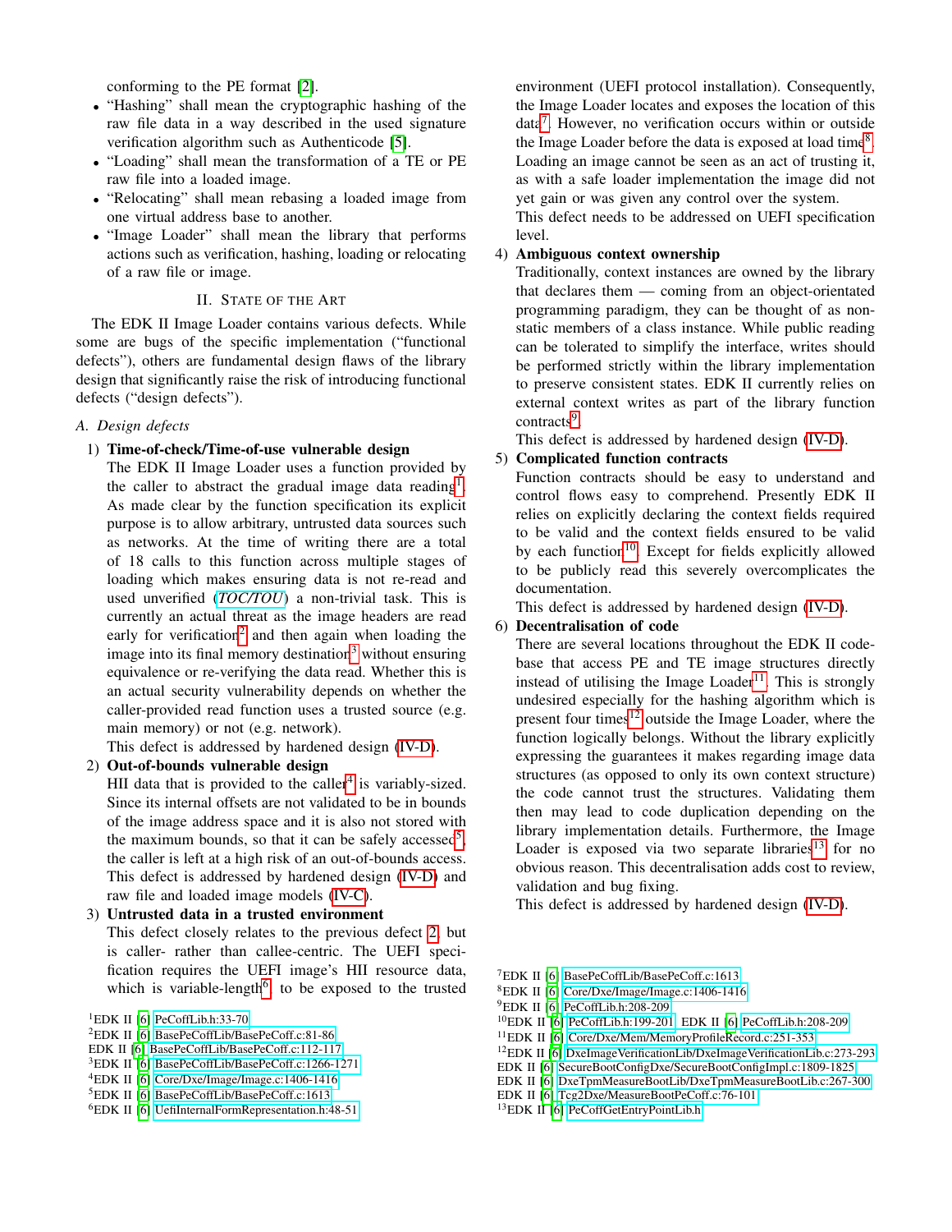conforming to the PE format [2].

- "Hashing" shall mean the cryptographic hashing of the raw file data in a way described in the used signature verification algorithm such as Authenticode [5].
- "Loading" shall mean the transformation of a TE or PE raw file into a loaded image.
- "Relocating" shall mean rebasing a loaded image from one virtual address base to another.
- "Image Loader" shall mean the library that performs actions such as verification, hashing, loading or relocating of a raw file or image.

## II. State of the Art

The EDK II Image Loader contains various defects. While some are bugs of the specific implementation ("functional defects"), others are fundamental design flaws of the library design that significantly raise the risk of introducing functional defects ("design defects").

### A. Design defects

1) **Time-of-check/Time-of-use vulnerable design**
The EDK II Image Loader uses a function provided by the caller to abstract the gradual image data reading[1]. As made clear by the function specification its explicit purpose is to allow arbitrary, untrusted data sources such as networks. At the time of writing there are a total of 18 calls to this function across multiple stages of loading which makes ensuring data is not re-read and used unverified (*TOC/TOU*) a non-trivial task. This is currently an actual threat as the image headers are read early for verification[2] and then again when loading the image into its final memory destination[3] without ensuring equivalence or re-verifying the data read. Whether this is an actual security vulnerability depends on whether the caller-provided read function uses a trusted source (e.g. main memory) or not (e.g. network).
This defect is addressed by hardened design (IV-D).

2) **Out-of-bounds vulnerable design**
HII data that is provided to the caller[4] is variably-sized. Since its internal offsets are not validated to be in bounds of the image address space and it is also not stored with the maximum bounds, so that it can be safely accessed[5], the caller is left at a high risk of an out-of-bounds access. This defect is addressed by hardened design (IV-D) and raw file and loaded image models (IV-C).

3) **Untrusted data in a trusted environment**
This defect closely relates to the previous defect 2, but is caller- rather than callee-centric. The UEFI specification requires the UEFI image's HII resource data, which is variable-length[6], to be exposed to the trusted environment (UEFI protocol installation). Consequently, the Image Loader locates and exposes the location of this data[7]. However, no verification occurs within or outside the Image Loader before the data is exposed at load time[8]. Loading an image cannot be seen as an act of trusting it, as with a safe loader implementation the image did not yet gain or was given any control over the system.
This defect needs to be addressed on UEFI specification level.

4) **Ambiguous context ownership**
Traditionally, context instances are owned by the library that declares them — coming from an object-orientated programming paradigm, they can be thought of as non-static members of a class instance. While public reading can be tolerated to simplify the interface, writes should be performed strictly within the library implementation to preserve consistent states. EDK II currently relies on external context writes as part of the library function contracts[9].
This defect is addressed by hardened design (IV-D).

5) **Complicated function contracts**
Function contracts should be easy to understand and control flows easy to comprehend. Presently EDK II relies on explicitly declaring the context fields required to be valid and the context fields ensured to be valid by each function[10]. Except for fields explicitly allowed to be publicly read this severely overcomplicates the documentation.
This defect is addressed by hardened design (IV-D).

6) **Decentralisation of code**
There are several locations throughout the EDK II code-base that access PE and TE image structures directly instead of utilising the Image Loader[11]. This is strongly undesired especially for the hashing algorithm which is present four times[12] outside the Image Loader, where the function logically belongs. Without the library explicitly expressing the guarantees it makes regarding image data structures (as opposed to only its own context structure) the code cannot trust the structures. Validating them then may lead to code duplication depending on the library implementation details. Furthermore, the Image Loader is exposed via two separate libraries[13] for no obvious reason. This decentralisation adds cost to review, validation and bug fixing.
This defect is addressed by hardened design (IV-D).

---

[1] EDK II [6] PeCoffLib.h:33-70
[2] EDK II [6] BasePeCoffLib/BasePeCoff.c:81-86
EDK II [6] BasePeCoffLib/BasePeCoff.c:112-117
[3] EDK II [6] BasePeCoffLib/BasePeCoff.c:1266-1271
[4] EDK II [6] Core/Dxe/Image/Image.c:1406-1416
[5] EDK II [6] BasePeCoffLib/BasePeCoff.c:1613
[6] EDK II [6] UefiInternalFormRepresentation.h:48-51
[7] EDK II [6] BasePeCoffLib/BasePeCoff.c:1613
[8] EDK II [6] Core/Dxe/Image/Image.c:1406-1416
[9] EDK II [6] PeCoffLib.h:208-209
[10] EDK II [6] PeCoffLib.h:199-201, EDK II [6] PeCoffLib.h:208-209
[11] EDK II [6] Core/Dxe/Mem/MemoryProfileRecord.c:251-353
[12] EDK II [6] DxeImageVerificationLib/DxeImageVerificationLib.c:273-293
EDK II [6] SecureBootConfigDxe/SecureBootConfigImpl.c:1809-1825
EDK II [6] DxeTpmMeasureBootLib/DxeTpmMeasureBootLib.c:267-300
EDK II [6] Tcg2Dxe/MeasureBootPeCoff.c:76-101
[13] EDK II [6] PeCoffGetEntryPointLib.h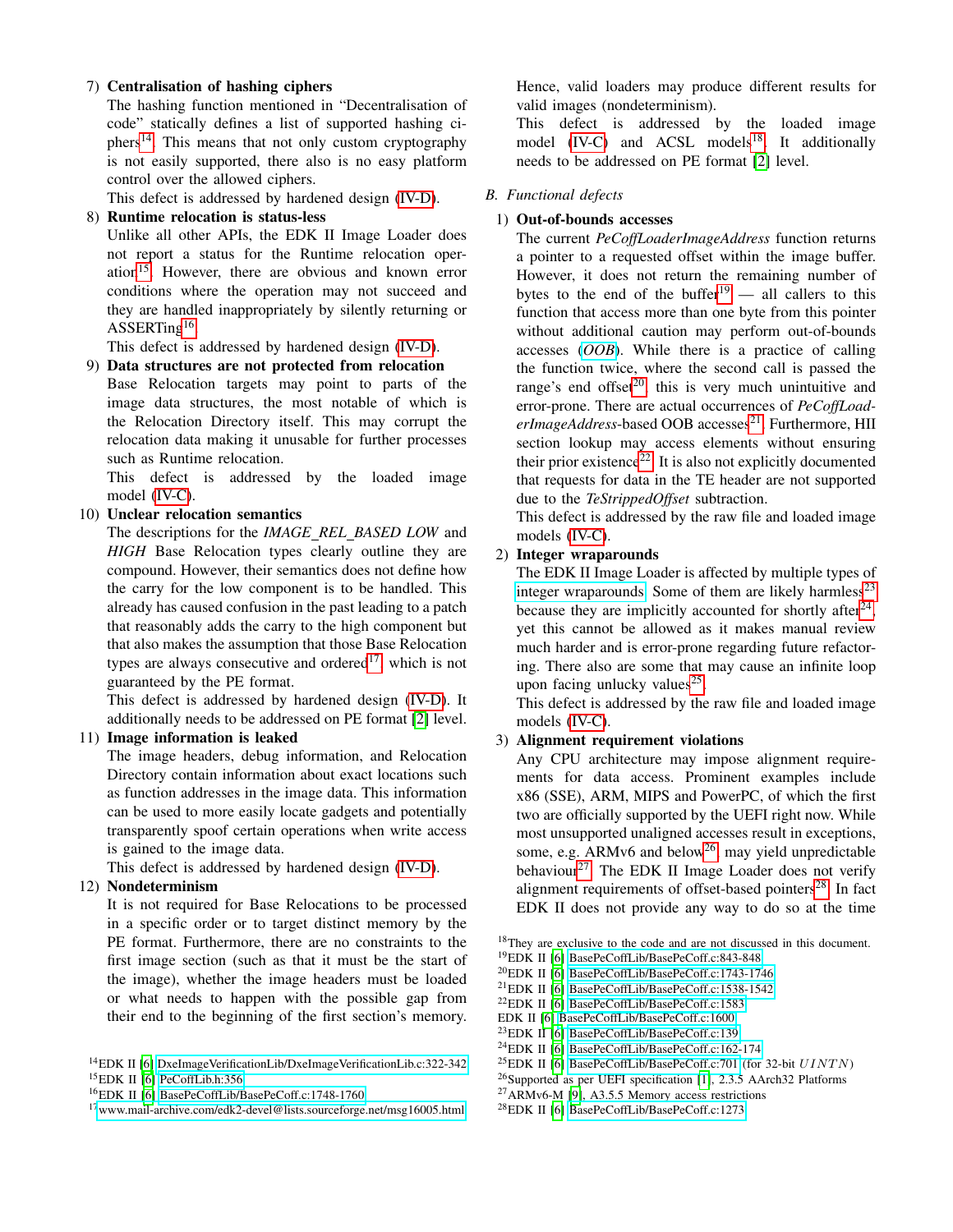7) **Centralisation of hashing ciphers**
The hashing function mentioned in "Decentralisation of code" statically defines a list of supported hashing ciphers[14]. This means that not only custom cryptography is not easily supported, there also is no easy platform control over the allowed ciphers.
This defect is addressed by hardened design (IV-D).

8) **Runtime relocation is status-less**
Unlike all other APIs, the EDK II Image Loader does not report a status for the Runtime relocation operation[15]. However, there are obvious and known error conditions where the operation may not succeed and they are handled inappropriately by silently returning or ASSERTing[16].
This defect is addressed by hardened design (IV-D).

9) **Data structures are not protected from relocation**
Base Relocation targets may point to parts of the image data structures, the most notable of which is the Relocation Directory itself. This may corrupt the relocation data making it unusable for further processes such as Runtime relocation.
This defect is addressed by the loaded image model (IV-C).

10) **Unclear relocation semantics**
The descriptions for the *IMAGE_REL_BASED LOW* and *HIGH* Base Relocation types clearly outline they are compound. However, their semantics does not define how the carry for the low component is to be handled. This already has caused confusion in the past leading to a patch that reasonably adds the carry to the high component but that also makes the assumption that those Base Relocation types are always consecutive and ordered[17], which is not guaranteed by the PE format.
This defect is addressed by hardened design (IV-D). It additionally needs to be addressed on PE format [2] level.

11) **Image information is leaked**
The image headers, debug information, and Relocation Directory contain information about exact locations such as function addresses in the image data. This information can be used to more easily locate gadgets and potentially transparently spoof certain operations when write access is gained to the image data.
This defect is addressed by hardened design (IV-D).

12) **Nondeterminism**
It is not required for Base Relocations to be processed in a specific order or to target distinct memory by the PE format. Furthermore, there are no constraints to the first image section (such as that it must be the start of the image), whether the image headers must be loaded or what needs to happen with the possible gap from their end to the beginning of the first section's memory. Hence, valid loaders may produce different results for valid images (nondeterminism).
This defect is addressed by the loaded image model (IV-C) and ACSL models[18]. It additionally needs to be addressed on PE format [2] level.

## B. Functional defects

1) **Out-of-bounds accesses**
The current *PeCoffLoaderImageAddress* function returns a pointer to a requested offset within the image buffer. However, it does not return the remaining number of bytes to the end of the buffer[19] — all callers to this function that access more than one byte from this pointer without additional caution may perform out-of-bounds accesses (*OOB*). While there is a practice of calling the function twice, where the second call is passed the range's end offset[20], this is very much unintuitive and error-prone. There are actual occurrences of *PeCoffLoaderImageAddress*-based OOB accesses[21]. Furthermore, HII section lookup may access elements without ensuring their prior existence[22]. It is also not explicitly documented that requests for data in the TE header are not supported due to the *TeStrippedOffset* subtraction.
This defect is addressed by the raw file and loaded image models (IV-C).

2) **Integer wraparounds**
The EDK II Image Loader is affected by multiple types of integer wraparounds. Some of them are likely harmless[23] because they are implicitly accounted for shortly after[24], yet this cannot be allowed as it makes manual review much harder and is error-prone regarding future refactoring. There also are some that may cause an infinite loop upon facing unlucky values[25].
This defect is addressed by the raw file and loaded image models (IV-C).

3) **Alignment requirement violations**
Any CPU architecture may impose alignment requirements for data access. Prominent examples include x86 (SSE), ARM, MIPS and PowerPC, of which the first two are officially supported by the UEFI right now. While most unsupported unaligned accesses result in exceptions, some, e.g. ARMv6 and below[26], may yield unpredictable behaviour[27]. The EDK II Image Loader does not verify alignment requirements of offset-based pointers[28]. In fact EDK II does not provide any way to do so at the time

[14] EDK II [6] DxeImageVerificationLib/DxeImageVerificationLib.c:322-342
[15] EDK II [6] PeCoffLib.h:356
[16] EDK II [6] BasePeCoffLib/BasePeCoff.c:1748-1760
[17] www.mail-archive.com/edk2-devel@lists.sourceforge.net/msg16005.html
[18] They are exclusive to the code and are not discussed in this document.
[19] EDK II [6] BasePeCoffLib/BasePeCoff.c:843-848
[20] EDK II [6] BasePeCoffLib/BasePeCoff.c:1743-1746
[21] EDK II [6] BasePeCoffLib/BasePeCoff.c:1538-1542
[22] EDK II [6] BasePeCoffLib/BasePeCoff.c:1583
EDK II [6] BasePeCoffLib/BasePeCoff.c:1600
[23] EDK II [6] BasePeCoffLib/BasePeCoff.c:139
[24] EDK II [6] BasePeCoffLib/BasePeCoff.c:162-174
[25] EDK II [6] BasePeCoffLib/BasePeCoff.c:701 (for 32-bit *UINTN*)
[26] Supported as per UEFI specification [1], 2.3.5 AArch32 Platforms
[27] ARMv6-M [9], A3.5.5 Memory access restrictions
[28] EDK II [6] BasePeCoffLib/BasePeCoff.c:1273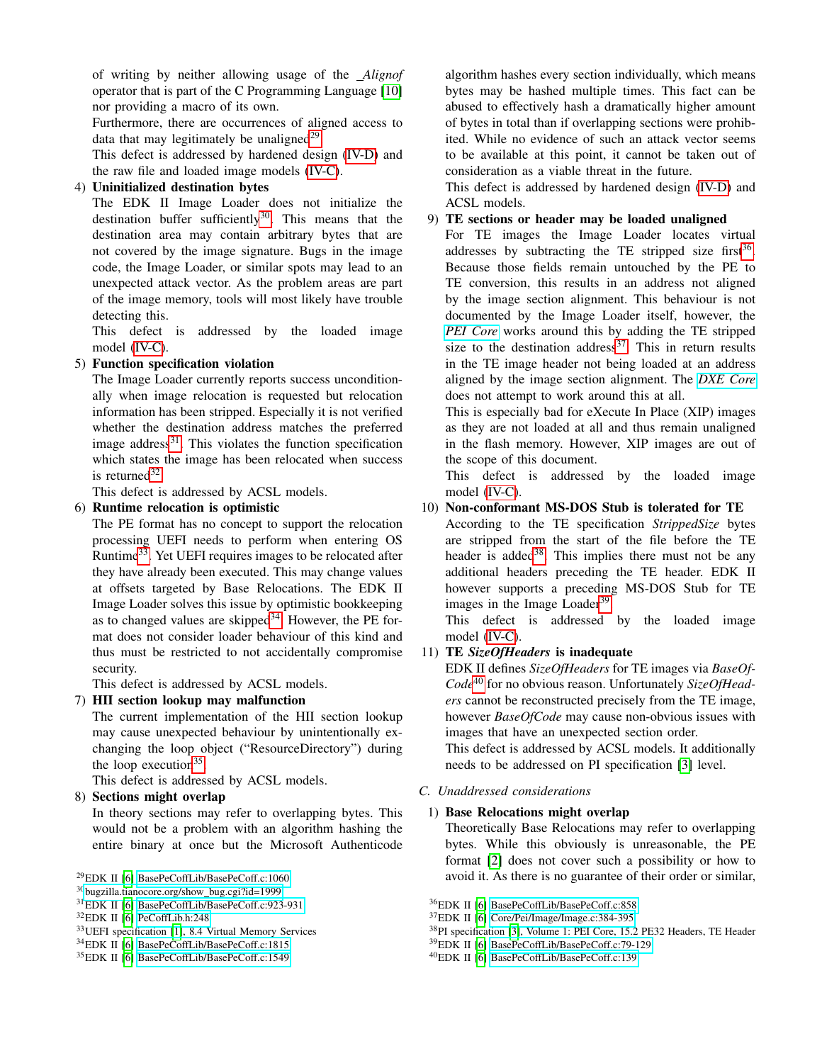of writing by neither allowing usage of the *_Alignof* operator that is part of the C Programming Language [10] nor providing a macro of its own.

Furthermore, there are occurrences of aligned access to data that may legitimately be unaligned[29].

This defect is addressed by hardened design (IV-D) and the raw file and loaded image models (IV-C).

4) **Uninitialized destination bytes**

The EDK II Image Loader does not initialize the destination buffer sufficiently[30]. This means that the destination area may contain arbitrary bytes that are not covered by the image signature. Bugs in the image code, the Image Loader, or similar spots may lead to an unexpected attack vector. As the problem areas are part of the image memory, tools will most likely have trouble detecting this.

This defect is addressed by the loaded image model (IV-C).

5) **Function specification violation**

The Image Loader currently reports success unconditionally when image relocation is requested but relocation information has been stripped. Especially it is not verified whether the destination address matches the preferred image address[31]. This violates the function specification which states the image has been relocated when success is returned[32].

This defect is addressed by ACSL models.

6) **Runtime relocation is optimistic**

The PE format has no concept to support the relocation processing UEFI needs to perform when entering OS Runtime[33]. Yet UEFI requires images to be relocated after they have already been executed. This may change values at offsets targeted by Base Relocations. The EDK II Image Loader solves this issue by optimistic bookkeeping as to changed values are skipped[34]. However, the PE format does not consider loader behaviour of this kind and thus must be restricted to not accidentally compromise security.

This defect is addressed by ACSL models.

7) **HII section lookup may malfunction**

The current implementation of the HII section lookup may cause unexpected behaviour by unintentionally exchanging the loop object ("ResourceDirectory") during the loop execution[35].

This defect is addressed by ACSL models.

8) **Sections might overlap**

In theory sections may refer to overlapping bytes. This would not be a problem with an algorithm hashing the entire binary at once but the Microsoft Authenticode algorithm hashes every section individually, which means bytes may be hashed multiple times. This fact can be abused to effectively hash a dramatically higher amount of bytes in total than if overlapping sections were prohibited. While no evidence of such an attack vector seems to be available at this point, it cannot be taken out of consideration as a viable threat in the future.

This defect is addressed by hardened design (IV-D) and ACSL models.

9) **TE sections or header may be loaded unaligned**

For TE images the Image Loader locates virtual addresses by subtracting the TE stripped size first[36]. Because those fields remain untouched by the PE to TE conversion, this results in an address not aligned by the image section alignment. This behaviour is not documented by the Image Loader itself, however, the *PEI Core* works around this by adding the TE stripped size to the destination address[37]. This in return results in the TE image header not being loaded at an address aligned by the image section alignment. The *DXE Core* does not attempt to work around this at all.

This is especially bad for eXecute In Place (XIP) images as they are not loaded at all and thus remain unaligned in the flash memory. However, XIP images are out of the scope of this document.

This defect is addressed by the loaded image model (IV-C).

10) **Non-conformant MS-DOS Stub is tolerated for TE**

According to the TE specification *StrippedSize* bytes are stripped from the start of the file before the TE header is added[38]. This implies there must not be any additional headers preceding the TE header. EDK II however supports a preceding MS-DOS Stub for TE images in the Image Loader[39].

This defect is addressed by the loaded image model (IV-C).

11) **TE *SizeOfHeaders* is inadequate**

EDK II defines *SizeOfHeaders* for TE images via *BaseOfCode*[40] for no obvious reason. Unfortunately *SizeOfHeaders* cannot be reconstructed precisely from the TE image, however *BaseOfCode* may cause non-obvious issues with images that have an unexpected section order.

This defect is addressed by ACSL models. It additionally needs to be addressed on PI specification [3] level.

### C. Unaddressed considerations

1) **Base Relocations might overlap**

Theoretically Base Relocations may refer to overlapping bytes. While this obviously is unreasonable, the PE format [2] does not cover such a possibility or how to avoid it. As there is no guarantee of their order or similar,

---

[29] EDK II [6] BasePeCoffLib/BasePeCoff.c:1060
[30] bugzilla.tianocore.org/show_bug.cgi?id=1999
[31] EDK II [6] BasePeCoffLib/BasePeCoff.c:923-931
[32] EDK II [6] PeCoffLib.h:248
[33] UEFI specification [1], 8.4 Virtual Memory Services
[34] EDK II [6] BasePeCoffLib/BasePeCoff.c:1815
[35] EDK II [6] BasePeCoffLib/BasePeCoff.c:1549
[36] EDK II [6] BasePeCoffLib/BasePeCoff.c:858
[37] EDK II [6] Core/Pei/Image/Image.c:384-395
[38] PI specification [3], Volume 1: PEI Core, 15.2 PE32 Headers, TE Header
[39] EDK II [6] BasePeCoffLib/BasePeCoff.c:79-129
[40] EDK II [6] BasePeCoffLib/BasePeCoff.c:139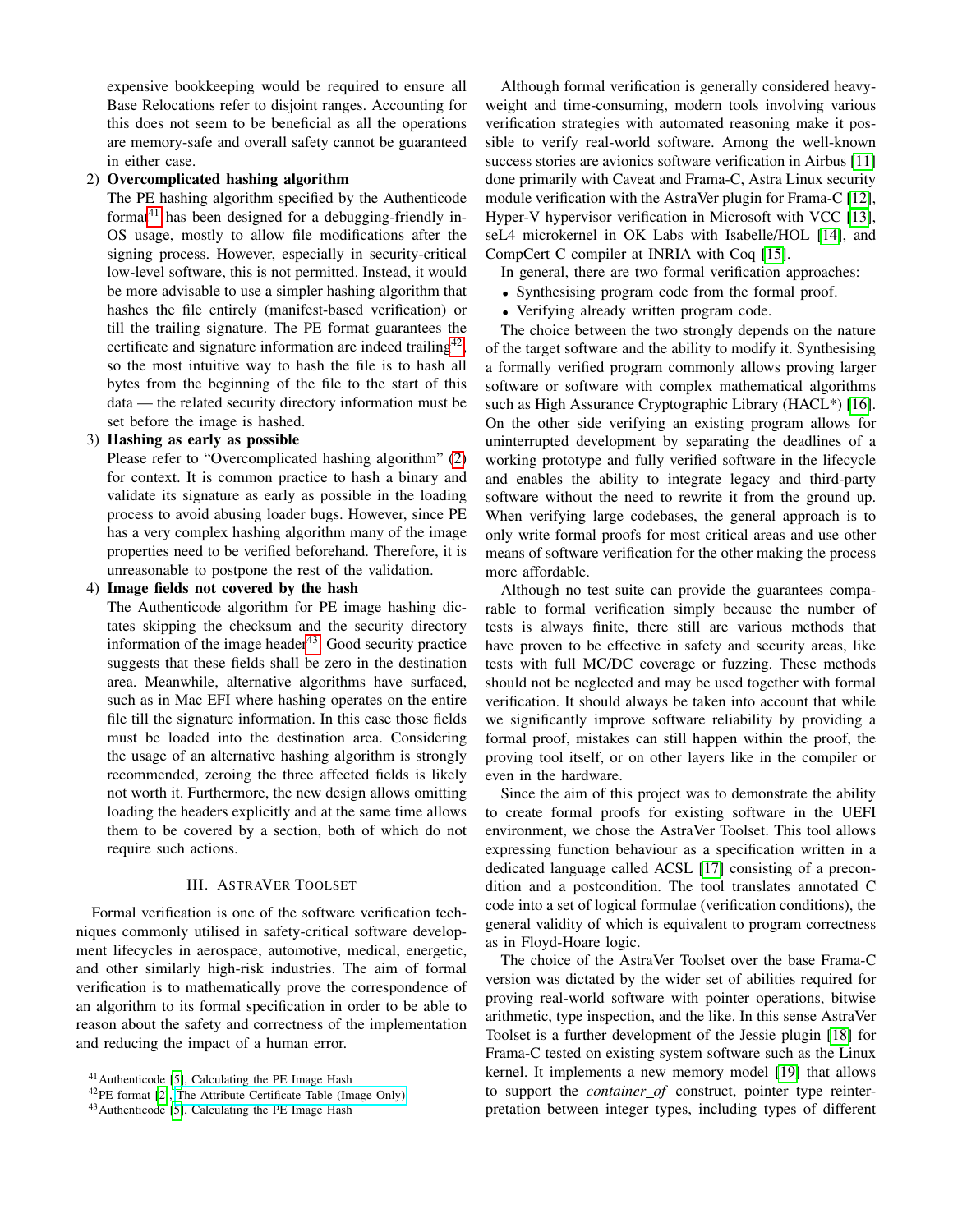expensive bookkeeping would be required to ensure all Base Relocations refer to disjoint ranges. Accounting for this does not seem to be beneficial as all the operations are memory-safe and overall safety cannot be guaranteed in either case.

2) **Overcomplicated hashing algorithm**
The PE hashing algorithm specified by the Authenticode format[41] has been designed for a debugging-friendly in-OS usage, mostly to allow file modifications after the signing process. However, especially in security-critical low-level software, this is not permitted. Instead, it would be more advisable to use a simpler hashing algorithm that hashes the file entirely (manifest-based verification) or till the trailing signature. The PE format guarantees the certificate and signature information are indeed trailing[42], so the most intuitive way to hash the file is to hash all bytes from the beginning of the file to the start of this data — the related security directory information must be set before the image is hashed.

3) **Hashing as early as possible**
Please refer to “Overcomplicated hashing algorithm” (2) for context. It is common practice to hash a binary and validate its signature as early as possible in the loading process to avoid abusing loader bugs. However, since PE has a very complex hashing algorithm many of the image properties need to be verified beforehand. Therefore, it is unreasonable to postpone the rest of the validation.

4) **Image fields not covered by the hash**
The Authenticode algorithm for PE image hashing dictates skipping the checksum and the security directory information of the image header[43]. Good security practice suggests that these fields shall be zero in the destination area. Meanwhile, alternative algorithms have surfaced, such as in Mac EFI where hashing operates on the entire file till the signature information. In this case those fields must be loaded into the destination area. Considering the usage of an alternative hashing algorithm is strongly recommended, zeroing the three affected fields is likely not worth it. Furthermore, the new design allows omitting loading the headers explicitly and at the same time allows them to be covered by a section, both of which do not require such actions.

## III. AstraVer Toolset

Formal verification is one of the software verification techniques commonly utilised in safety-critical software development lifecycles in aerospace, automotive, medical, energetic, and other similarly high-risk industries. The aim of formal verification is to mathematically prove the correspondence of an algorithm to its formal specification in order to be able to reason about the safety and correctness of the implementation and reducing the impact of a human error.

Although formal verification is generally considered heavyweight and time-consuming, modern tools involving various verification strategies with automated reasoning make it possible to verify real-world software. Among the well-known success stories are avionics software verification in Airbus [11] done primarily with Caveat and Frama-C, Astra Linux security module verification with the AstraVer plugin for Frama-C [12], Hyper-V hypervisor verification in Microsoft with VCC [13], seL4 microkernel in OK Labs with Isabelle/HOL [14], and CompCert C compiler at INRIA with Coq [15].

In general, there are two formal verification approaches:

- Synthesising program code from the formal proof.
- Verifying already written program code.

The choice between the two strongly depends on the nature of the target software and the ability to modify it. Synthesising a formally verified program commonly allows proving larger software or software with complex mathematical algorithms such as High Assurance Cryptographic Library (HACL*) [16]. On the other side verifying an existing program allows for uninterrupted development by separating the deadlines of a working prototype and fully verified software in the lifecycle and enables the ability to integrate legacy and third-party software without the need to rewrite it from the ground up. When verifying large codebases, the general approach is to only write formal proofs for most critical areas and use other means of software verification for the other making the process more affordable.

Although no test suite can provide the guarantees comparable to formal verification simply because the number of tests is always finite, there still are various methods that have proven to be effective in safety and security areas, like tests with full MC/DC coverage or fuzzing. These methods should not be neglected and may be used together with formal verification. It should always be taken into account that while we significantly improve software reliability by providing a formal proof, mistakes can still happen within the proof, the proving tool itself, or on other layers like in the compiler or even in the hardware.

Since the aim of this project was to demonstrate the ability to create formal proofs for existing software in the UEFI environment, we chose the AstraVer Toolset. This tool allows expressing function behaviour as a specification written in a dedicated language called ACSL [17] consisting of a precondition and a postcondition. The tool translates annotated C code into a set of logical formulae (verification conditions), the general validity of which is equivalent to program correctness as in Floyd-Hoare logic.

The choice of the AstraVer Toolset over the base Frama-C version was dictated by the wider set of abilities required for proving real-world software with pointer operations, bitwise arithmetic, type inspection, and the like. In this sense AstraVer Toolset is a further development of the Jessie plugin [18] for Frama-C tested on existing system software such as the Linux kernel. It implements a new memory model [19] that allows to support the *container_of* construct, pointer type reinterpretation between integer types, including types of different

[41] Authenticode [5], Calculating the PE Image Hash

[42] PE format [2], The Attribute Certificate Table (Image Only)

[43] Authenticode [5], Calculating the PE Image Hash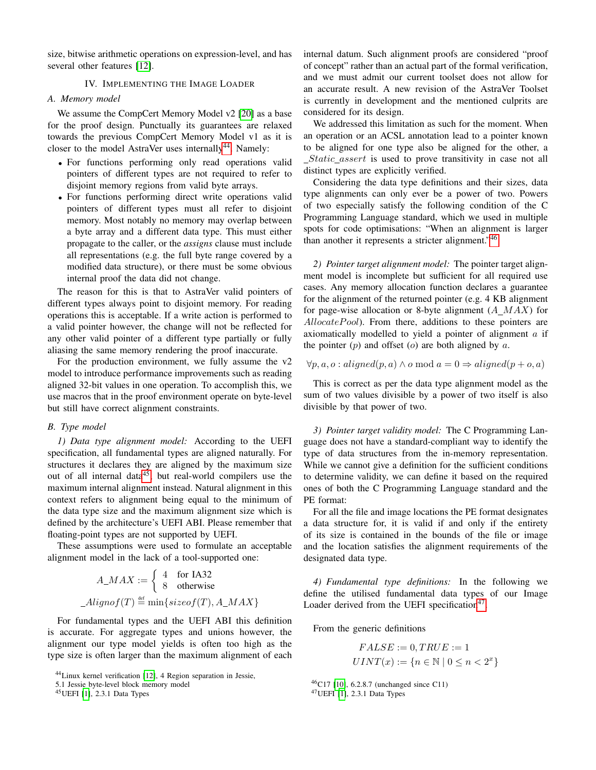size, bitwise arithmetic operations on expression-level, and has several other features [12].

## IV. Implementing the Image Loader

### A. Memory model

We assume the CompCert Memory Model v2 [20] as a base for the proof design. Punctually its guarantees are relaxed towards the previous CompCert Memory Model v1 as it is closer to the model AstraVer uses internally[44]. Namely:

- For functions performing only read operations valid pointers of different types are not required to refer to disjoint memory regions from valid byte arrays.
- For functions performing direct write operations valid pointers of different types must all refer to disjoint memory. Most notably no memory may overlap between a byte array and a different data type. This must either propagate to the caller, or the *assigns* clause must include all representations (e.g. the full byte range covered by a modified data structure), or there must be some obvious internal proof the data did not change.

The reason for this is that to AstraVer valid pointers of different types always point to disjoint memory. For reading operations this is acceptable. If a write action is performed to a valid pointer however, the change will not be reflected for any other valid pointer of a different type partially or fully aliasing the same memory rendering the proof inaccurate.

For the production environment, we fully assume the v2 model to introduce performance improvements such as reading aligned 32-bit values in one operation. To accomplish this, we use macros that in the proof environment operate on byte-level but still have correct alignment constraints.

### B. Type model

*1) Data type alignment model:* According to the UEFI specification, all fundamental types are aligned naturally. For structures it declares they are aligned by the maximum size out of all internal data[45], but real-world compilers use the maximum internal alignment instead. Natural alignment in this context refers to alignment being equal to the minimum of the data type size and the maximum alignment size which is defined by the architecture's UEFI ABI. Please remember that floating-point types are not supported by UEFI.

These assumptions were used to formulate an acceptable alignment model in the lack of a tool-supported one:

$$A\_MAX := \begin{cases} 4 & \text{for IA32} \\ 8 & \text{otherwise} \end{cases}$$

$$\_Alignof(T) \overset{\text{def}}{=} \min\{sizeof(T), A\_MAX\}$$

For fundamental types and the UEFI ABI this definition is accurate. For aggregate types and unions however, the alignment our type model yields is often too high as the type size is often larger than the maximum alignment of each internal datum. Such alignment proofs are considered "proof of concept" rather than an actual part of the formal verification, and we must admit our current toolset does not allow for an accurate result. A new revision of the AstraVer Toolset is currently in development and the mentioned culprits are considered for its design.

We addressed this limitation as such for the moment. When an operation or an ACSL annotation lead to a pointer known to be aligned for one type also be aligned for the other, a $\_Static\_assert$ is used to prove transitivity in case not all distinct types are explicitly verified.

Considering the data type definitions and their sizes, data type alignments can only ever be a power of two. Powers of two especially satisfy the following condition of the C Programming Language standard, which we used in multiple spots for code optimisations: "When an alignment is larger than another it represents a stricter alignment."[46]

*2) Pointer target alignment model:* The pointer target alignment model is incomplete but sufficient for all required use cases. Any memory allocation function declares a guarantee for the alignment of the returned pointer (e.g. 4 KB alignment for page-wise allocation or 8-byte alignment ($A\_MAX$) for $AllocatePool$). From there, additions to these pointers are axiomatically modelled to yield a pointer of alignment $a$ if the pointer ($p$) and offset ($o$) are both aligned by $a$.

$$\forall p, a, o : aligned(p, a) \land o \bmod a = 0 \Rightarrow aligned(p + o, a)$$

This is correct as per the data type alignment model as the sum of two values divisible by a power of two itself is also divisible by that power of two.

*3) Pointer target validity model:* The C Programming Language does not have a standard-compliant way to identify the type of data structures from the in-memory representation. While we cannot give a definition for the sufficient conditions to determine validity, we can define it based on the required ones of both the C Programming Language standard and the PE format:

For all the file and image locations the PE format designates a data structure for, it is valid if and only if the entirety of its size is contained in the bounds of the file or image and the location satisfies the alignment requirements of the designated data type.

*4) Fundamental type definitions:* In the following we define the utilised fundamental data types of our Image Loader derived from the UEFI specification[47].

From the generic definitions

$$FALSE := 0, TRUE := 1$$

$$UINT(x) := \{n \in \mathbb{N} \mid 0 \le n < 2^x\}$$

[44] Linux kernel verification [12], 4 Region separation in Jessie, 5.1 Jessie byte-level block memory model

[45] UEFI [1], 2.3.1 Data Types

[46] C17 [10], 6.2.8.7 (unchanged since C11)

[47] UEFI [1], 2.3.1 Data Types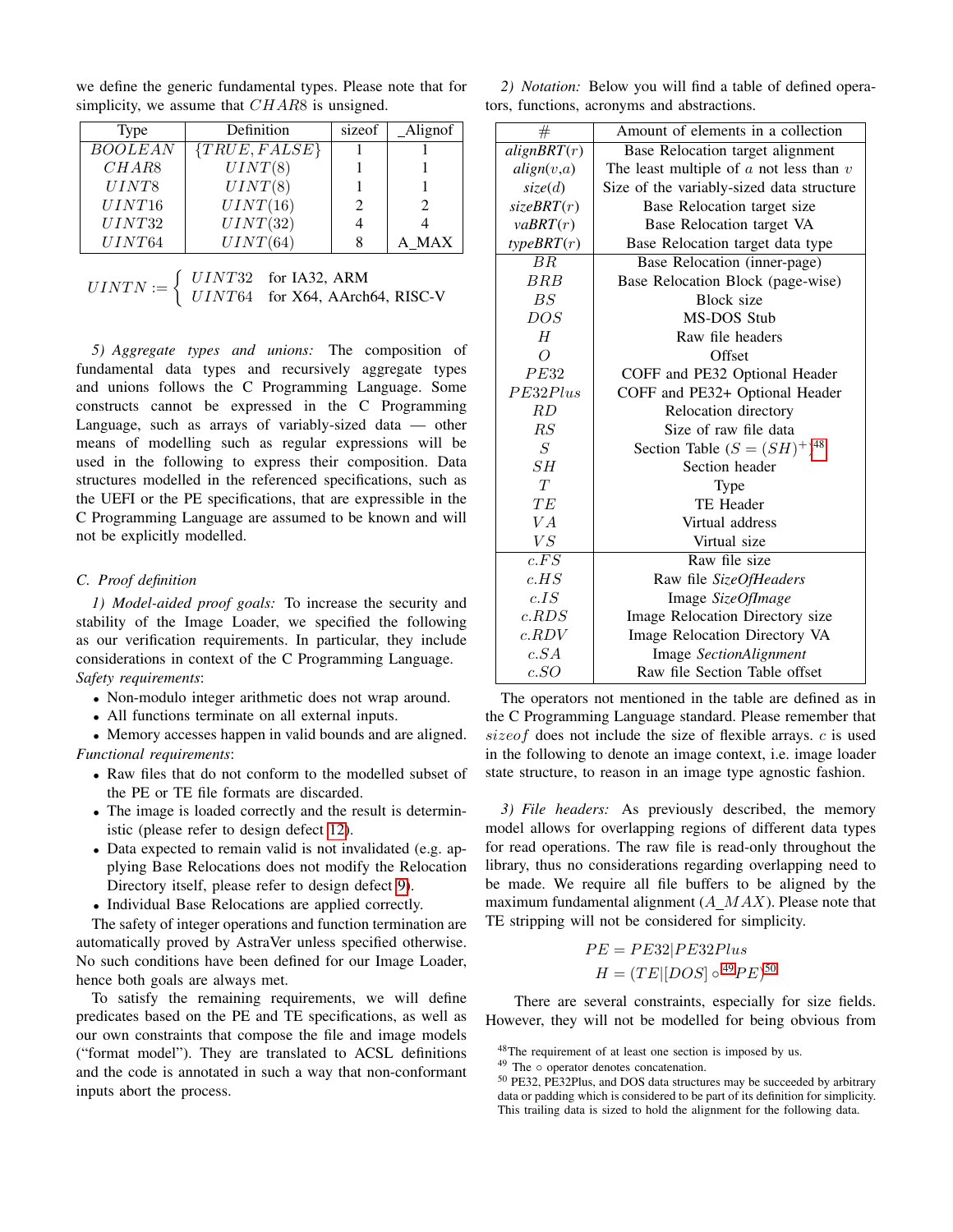we define the generic fundamental types. Please note that for simplicity, we assume that $CHAR8$ is unsigned.

| Type | Definition | sizeof | _Alignof |
|---|---|---|---|
| $BOOLEAN$ | $\{TRUE, FALSE\}$ | 1 | 1 |
| $CHAR8$ | $UINT(8)$ | 1 | 1 |
| $UINT8$ | $UINT(8)$ | 1 | 1 |
| $UINT16$ | $UINT(16)$ | 2 | 2 |
| $UINT32$ | $UINT(32)$ | 4 | 4 |
| $UINT64$ | $UINT(64)$ | 8 | A_MAX |

$$UINTN := \begin{cases} UINT32 & \text{for IA32, ARM} \\ UINT64 & \text{for X64, AArch64, RISC-V} \end{cases}$$

*5) Aggregate types and unions:* The composition of fundamental data types and recursively aggregate types and unions follows the C Programming Language. Some constructs cannot be expressed in the C Programming Language, such as arrays of variably-sized data — other means of modelling such as regular expressions will be used in the following to express their composition. Data structures modelled in the referenced specifications, such as the UEFI or the PE specifications, that are expressible in the C Programming Language are assumed to be known and will not be explicitly modelled.

### C. Proof definition

*1) Model-aided proof goals:* To increase the security and stability of the Image Loader, we specified the following as our verification requirements. In particular, they include considerations in context of the C Programming Language.

*Safety requirements*:

- Non-modulo integer arithmetic does not wrap around.
- All functions terminate on all external inputs.
- Memory accesses happen in valid bounds and are aligned.

*Functional requirements*:

- Raw files that do not conform to the modelled subset of the PE or TE file formats are discarded.
- The image is loaded correctly and the result is deterministic (please refer to design defect 12).
- Data expected to remain valid is not invalidated (e.g. applying Base Relocations does not modify the Relocation Directory itself, please refer to design defect 9).
- Individual Base Relocations are applied correctly.

The safety of integer operations and function termination are automatically proved by AstraVer unless specified otherwise. No such conditions have been defined for our Image Loader, hence both goals are always met.

To satisfy the remaining requirements, we will define predicates based on the PE and TE specifications, as well as our own constraints that compose the file and image models ("format model"). They are translated to ACSL definitions and the code is annotated in such a way that non-conformant inputs abort the process.

*2) Notation:* Below you will find a table of defined operators, functions, acronyms and abstractions.

| # | Amount of elements in a collection |
|---|---|
| *alignBRT*$(r)$ | Base Relocation target alignment |
| *align*$(v,a)$ | The least multiple of $a$ not less than $v$ |
| *size*$(d)$ | Size of the variably-sized data structure |
| *sizeBRT*$(r)$ | Base Relocation target size |
| *vaBRT*$(r)$ | Base Relocation target VA |
| *typeBRT*$(r)$ | Base Relocation target data type |
| $BR$ | Base Relocation (inner-page) |
| $BRB$ | Base Relocation Block (page-wise) |
| $BS$ | Block size |
| $DOS$ | MS-DOS Stub |
| $H$ | Raw file headers |
| $O$ | Offset |
| $PE32$ | COFF and PE32 Optional Header |
| $PE32Plus$ | COFF and PE32+ Optional Header |
| $RD$ | Relocation directory |
| $RS$ | Size of raw file data |
| $S$ | Section Table ($S = (SH)^+$)[48] |
| $SH$ | Section header |
| $T$ | Type |
| $TE$ | TE Header |
| $VA$ | Virtual address |
| $VS$ | Virtual size |
| $c.FS$ | Raw file size |
| $c.HS$ | Raw file *SizeOfHeaders* |
| $c.IS$ | Image *SizeOfImage* |
| $c.RDS$ | Image Relocation Directory size |
| $c.RDV$ | Image Relocation Directory VA |
| $c.SA$ | Image *SectionAlignment* |
| $c.SO$ | Raw file Section Table offset |

The operators not mentioned in the table are defined as in the C Programming Language standard. Please remember that $sizeof$ does not include the size of flexible arrays. $c$ is used in the following to denote an image context, i.e. image loader state structure, to reason in an image type agnostic fashion.

*3) File headers:* As previously described, the memory model allows for overlapping regions of different data types for read operations. The raw file is read-only throughout the library, thus no considerations regarding overlapping need to be made. We require all file buffers to be aligned by the maximum fundamental alignment ($A\_MAX$). Please note that TE stripping will not be considered for simplicity.

$$PE = PE32 | PE32Plus$$
$$H = (TE | [DOS] \circ^{49} PE)^{50}$$

There are several constraints, especially for size fields. However, they will not be modelled for being obvious from

[48] The requirement of at least one section is imposed by us.

[49] The $\circ$ operator denotes concatenation.

[50] PE32, PE32Plus, and DOS data structures may be succeeded by arbitrary data or padding which is considered to be part of its definition for simplicity. This trailing data is sized to hold the alignment for the following data.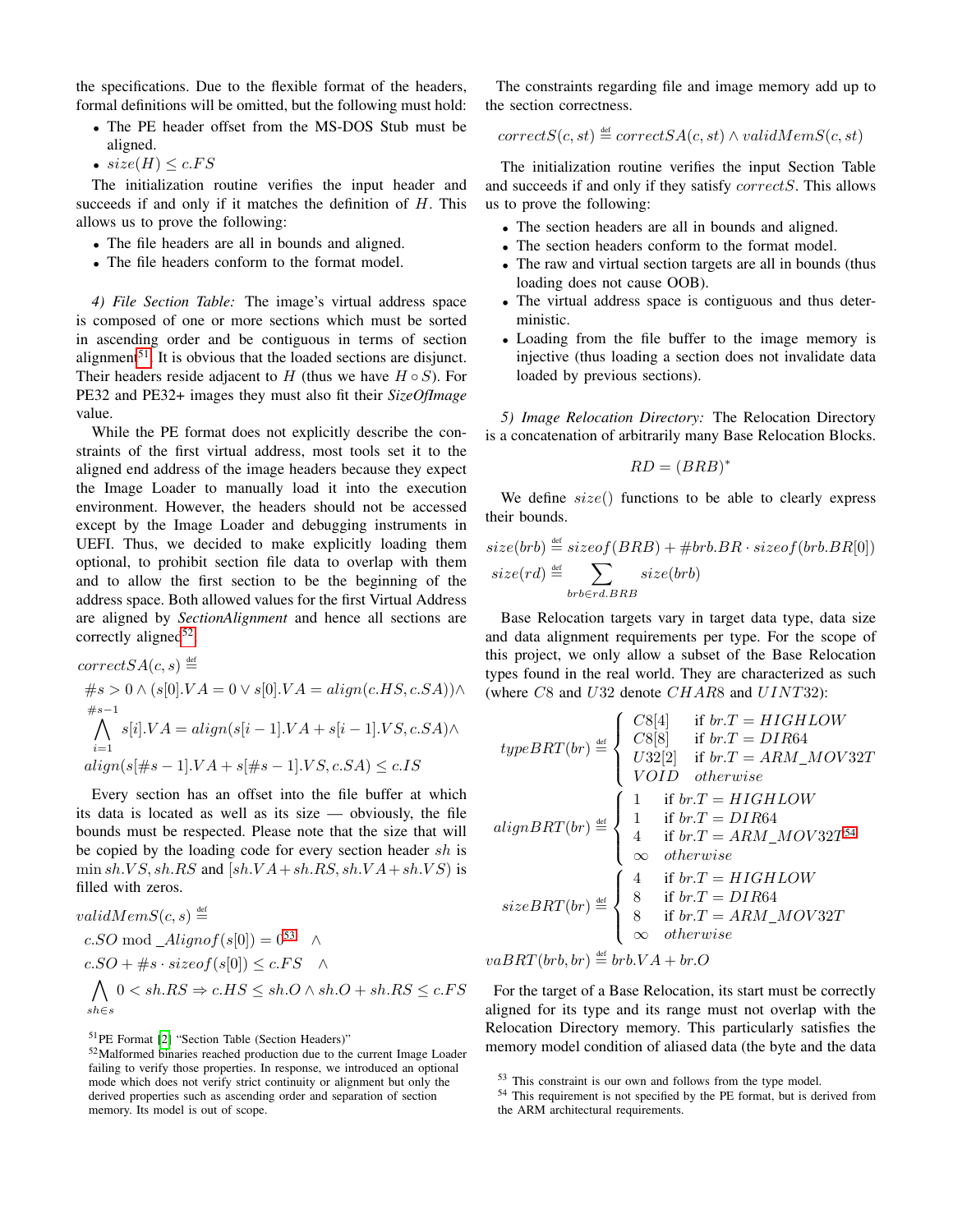the specifications. Due to the flexible format of the headers, formal definitions will be omitted, but the following must hold:

- The PE header offset from the MS-DOS Stub must be aligned.
- $size(H) \leq c.FS$

The initialization routine verifies the input header and succeeds if and only if it matches the definition of $H$. This allows us to prove the following:

- The file headers are all in bounds and aligned.
- The file headers conform to the format model.

*4) File Section Table:* The image's virtual address space is composed of one or more sections which must be sorted in ascending order and be contiguous in terms of section alignment[51]. It is obvious that the loaded sections are disjunct. Their headers reside adjacent to $H$ (thus we have $H \circ S$). For PE32 and PE32+ images they must also fit their *SizeOfImage* value.

While the PE format does not explicitly describe the constraints of the first virtual address, most tools set it to the aligned end address of the image headers because they expect the Image Loader to manually load it into the execution environment. However, the headers should not be accessed except by the Image Loader and debugging instruments in UEFI. Thus, we decided to make explicitly loading them optional, to prohibit section file data to overlap with them and to allow the first section to be the beginning of the address space. Both allowed values for the first Virtual Address are aligned by *SectionAlignment* and hence all sections are correctly aligned[52].

$$
\begin{aligned}
&correctSA(c, s) \overset{\text{def}}{=} \\
&\#s > 0 \wedge (s[0].VA = 0 \vee s[0].VA = align(c.HS, c.SA)) \wedge \\
&\bigwedge_{i=1}^{\#s-1} s[i].VA = align(s[i-1].VA + s[i-1].VS, c.SA) \wedge \\
&align(s[\#s-1].VA + s[\#s-1].VS, c.SA) \leq c.IS
\end{aligned}
$$

Every section has an offset into the file buffer at which its data is located as well as its size — obviously, the file bounds must be respected. Please note that the size that will be copied by the loading code for every section header $sh$ is $\min sh.VS, sh.RS$ and $[sh.VA + sh.RS, sh.VA + sh.VS)$ is filled with zeros.

$$
\begin{aligned}
&validMemS(c, s) \overset{\text{def}}{=} \\
&\quad c.SO \bmod \_Alignof(s[0]) = 0^{[53]} \quad \wedge \\
&\quad c.SO + \#s \cdot sizeof(s[0]) \leq c.FS \quad \wedge \\
&\quad \bigwedge_{sh \in s} 0 < sh.RS \Rightarrow c.HS \leq sh.O \wedge sh.O + sh.RS \leq c.FS
\end{aligned}
$$

The constraints regarding file and image memory add up to the section correctness.

$$
correctS(c, st) \overset{\text{def}}{=} correctSA(c, st) \wedge validMemS(c, st)
$$

The initialization routine verifies the input Section Table and succeeds if and only if they satisfy $correctS$. This allows us to prove the following:

- The section headers are all in bounds and aligned.
- The section headers conform to the format model.
- The raw and virtual section targets are all in bounds (thus loading does not cause OOB).
- The virtual address space is contiguous and thus deterministic.
- Loading from the file buffer to the image memory is injective (thus loading a section does not invalidate data loaded by previous sections).

*5) Image Relocation Directory:* The Relocation Directory is a concatenation of arbitrarily many Base Relocation Blocks.

$$
RD = (BRB)^*
$$

We define $size()$ functions to be able to clearly express their bounds.

$$
\begin{aligned}
size(brb) &\overset{\text{def}}{=} sizeof(BRB) + \#brb.BR \cdot sizeof(brb.BR[0]) \\
size(rd) &\overset{\text{def}}{=} \sum_{brb \in rd.BRB} size(brb)
\end{aligned}
$$

Base Relocation targets vary in target data type, data size and data alignment requirements per type. For the scope of this project, we only allow a subset of the Base Relocation types found in the real world. They are characterized as such (where $C8$ and $U32$ denote $CHAR8$ and $UINT32$):

$$
typeBRT(br) \overset{\text{def}}{=} \begin{cases} C8[4] & \text{if } br.T = HIGHLOW \\ C8[8] & \text{if } br.T = DIR64 \\ U32[2] & \text{if } br.T = ARM\_MOV32T \\ VOID & \textit{otherwise} \end{cases}
$$

$$
alignBRT(br) \overset{\text{def}}{=} \begin{cases} 1 & \text{if } br.T = HIGHLOW \\ 1 & \text{if } br.T = DIR64 \\ 4 & \text{if } br.T = ARM\_MOV32T^{[54]} \\ \infty & \textit{otherwise} \end{cases}
$$

$$
sizeBRT(br) \overset{\text{def}}{=} \begin{cases} 4 & \text{if } br.T = HIGHLOW \\ 8 & \text{if } br.T = DIR64 \\ 8 & \text{if } br.T = ARM\_MOV32T \\ \infty & \textit{otherwise} \end{cases}
$$

$$
vaBRT(brb, br) \overset{\text{def}}{=} brb.VA + br.O
$$

For the target of a Base Relocation, its start must be correctly aligned for its type and its range must not overlap with the Relocation Directory memory. This particularly satisfies the memory model condition of aliased data (the byte and the data

[51] PE Format [2] "Section Table (Section Headers)"

[52] Malformed binaries reached production due to the current Image Loader failing to verify those properties. In response, we introduced an optional mode which does not verify strict continuity or alignment but only the derived properties such as ascending order and separation of section memory. Its model is out of scope.

[53] This constraint is our own and follows from the type model.

[54] This requirement is not specified by the PE format, but is derived from the ARM architectural requirements.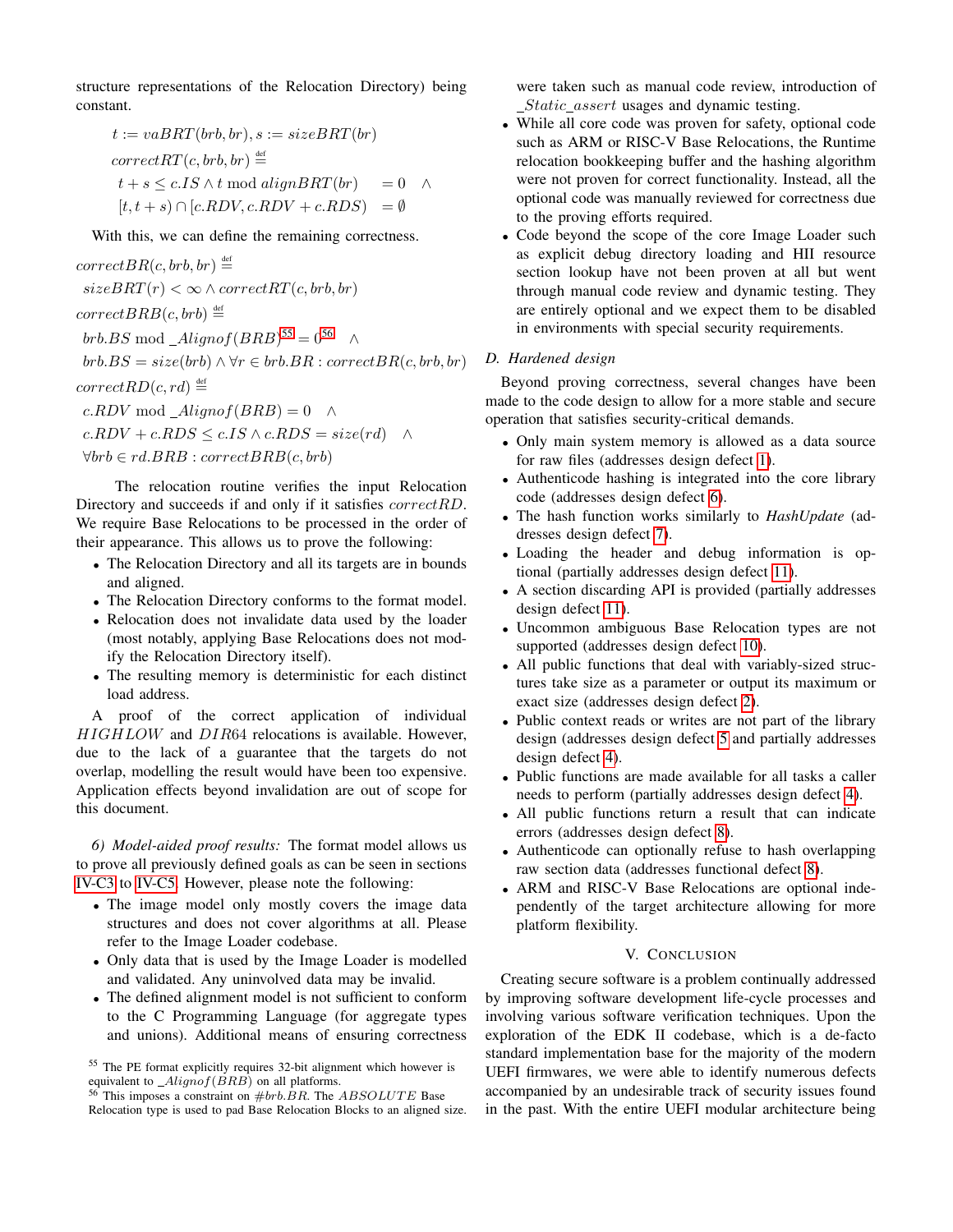structure representations of the Relocation Directory) being constant.

$$
\begin{aligned}
&t := vaBRT(brb, br), s := sizeBRT(br)\\
&correctRT(c, brb, br) \stackrel{\text{def}}{=}\\
&\quad t + s \leq c.IS \wedge t \bmod alignBRT(br) \quad = 0 \quad \wedge\\
&\quad [t, t+s) \cap [c.RDV, c.RDV + c.RDS) \quad = \emptyset
\end{aligned}
$$

With this, we can define the remaining correctness.

$$
\begin{aligned}
&correctBR(c, brb, br) \stackrel{\text{def}}{=}\\
&\quad sizeBRT(r) < \infty \wedge correctRT(c, brb, br)\\
&correctBRB(c, brb) \stackrel{\text{def}}{=}\\
&\quad brb.BS \bmod \_Alignof(BRB)^{55} = 0^{56} \quad \wedge\\
&\quad brb.BS = size(brb) \wedge \forall r \in brb.BR : correctBR(c, brb, br)\\
&correctRD(c, rd) \stackrel{\text{def}}{=}\\
&\quad c.RDV \bmod \_Alignof(BRB) = 0 \quad \wedge\\
&\quad c.RDV + c.RDS \leq c.IS \wedge c.RDS = size(rd) \quad \wedge\\
&\quad \forall brb \in rd.BRB : correctBRB(c, brb)
\end{aligned}
$$

The relocation routine verifies the input Relocation Directory and succeeds if and only if it satisfies $correctRD$. We require Base Relocations to be processed in the order of their appearance. This allows us to prove the following:

- The Relocation Directory and all its targets are in bounds and aligned.
- The Relocation Directory conforms to the format model.
- Relocation does not invalidate data used by the loader (most notably, applying Base Relocations does not modify the Relocation Directory itself).
- The resulting memory is deterministic for each distinct load address.

A proof of the correct application of individual $HIGHLOW$ and $DIR64$ relocations is available. However, due to the lack of a guarantee that the targets do not overlap, modelling the result would have been too expensive. Application effects beyond invalidation are out of scope for this document.

*6) Model-aided proof results:* The format model allows us to prove all previously defined goals as can be seen in sections IV-C3 to IV-C5. However, please note the following:

- The image model only mostly covers the image data structures and does not cover algorithms at all. Please refer to the Image Loader codebase.
- Only data that is used by the Image Loader is modelled and validated. Any uninvolved data may be invalid.
- The defined alignment model is not sufficient to conform to the C Programming Language (for aggregate types and unions). Additional means of ensuring correctness were taken such as manual code review, introduction of $\_Static\_assert$ usages and dynamic testing.
- While all core code was proven for safety, optional code such as ARM or RISC-V Base Relocations, the Runtime relocation bookkeeping buffer and the hashing algorithm were not proven for correct functionality. Instead, all the optional code was manually reviewed for correctness due to the proving efforts required.
- Code beyond the scope of the core Image Loader such as explicit debug directory loading and HII resource section lookup have not been proven at all but went through manual code review and dynamic testing. They are entirely optional and we expect them to be disabled in environments with special security requirements.

### D. Hardened design

Beyond proving correctness, several changes have been made to the code design to allow for a more stable and secure operation that satisfies security-critical demands.

- Only main system memory is allowed as a data source for raw files (addresses design defect 1).
- Authenticode hashing is integrated into the core library code (addresses design defect 6).
- The hash function works similarly to *HashUpdate* (addresses design defect 7).
- Loading the header and debug information is optional (partially addresses design defect 11).
- A section discarding API is provided (partially addresses design defect 11).
- Uncommon ambiguous Base Relocation types are not supported (addresses design defect 10).
- All public functions that deal with variably-sized structures take size as a parameter or output its maximum or exact size (addresses design defect 2).
- Public context reads or writes are not part of the library design (addresses design defect 5 and partially addresses design defect 4).
- Public functions are made available for all tasks a caller needs to perform (partially addresses design defect 4).
- All public functions return a result that can indicate errors (addresses design defect 8).
- Authenticode can optionally refuse to hash overlapping raw section data (addresses functional defect 8).
- ARM and RISC-V Base Relocations are optional independently of the target architecture allowing for more platform flexibility.

## V. Conclusion

Creating secure software is a problem continually addressed by improving software development life-cycle processes and involving various software verification techniques. Upon the exploration of the EDK II codebase, which is a de-facto standard implementation base for the majority of the modern UEFI firmwares, we were able to identify numerous defects accompanied by an undesirable track of security issues found in the past. With the entire UEFI modular architecture being

[55] The PE format explicitly requires 32-bit alignment which however is equivalent to $\_Alignof(BRB)$ on all platforms.

[56] This imposes a constraint on $\#brb.BR$. The $ABSOLUTE$ Base Relocation type is used to pad Base Relocation Blocks to an aligned size.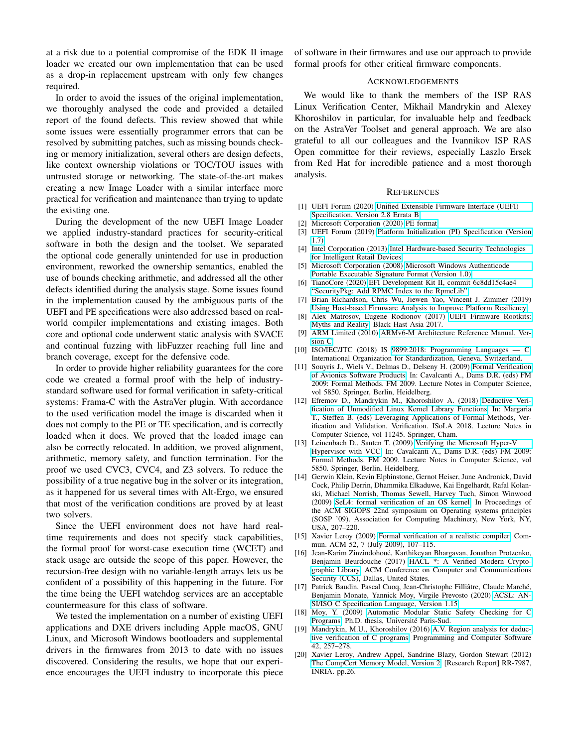at a risk due to a potential compromise of the EDK II image loader we created our own implementation that can be used as a drop-in replacement upstream with only few changes required.

In order to avoid the issues of the original implementation, we thoroughly analysed the code and provided a detailed report of the found defects. This review showed that while some issues were essentially programmer errors that can be resolved by submitting patches, such as missing bounds checking or memory initialization, several others are design defects, like context ownership violations or TOC/TOU issues with untrusted storage or networking. The state-of-the-art makes creating a new Image Loader with a similar interface more practical for verification and maintenance than trying to update the existing one.

During the development of the new UEFI Image Loader we applied industry-standard practices for security-critical software in both the design and the toolset. We separated the optional code generally unintended for use in production environment, reworked the ownership semantics, enabled the use of bounds checking arithmetic, and addressed all the other defects identified during the analysis stage. Some issues found in the implementation caused by the ambiguous parts of the UEFI and PE specifications were also addressed based on real-world compiler implementations and existing images. Both core and optional code underwent static analysis with SVACE and continual fuzzing with libFuzzer reaching full line and branch coverage, except for the defensive code.

In order to provide higher reliability guarantees for the core code we created a formal proof with the help of industry-standard software used for formal verification in safety-critical systems: Frama-C with the AstraVer plugin. With accordance to the used verification model the image is discarded when it does not comply to the PE or TE specification, and is correctly loaded when it does. We proved that the loaded image can also be correctly relocated. In addition, we proved alignment, arithmetic, memory safety, and function termination. For the proof we used CVC3, CVC4, and Z3 solvers. To reduce the possibility of a true negative bug in the solver or its integration, as it happened for us several times with Alt-Ergo, we ensured that most of the verification conditions are proved by at least two solvers.

Since the UEFI environment does not have hard real-time requirements and does not specify stack capabilities, the formal proof for worst-case execution time (WCET) and stack usage are outside the scope of this paper. However, the recursion-free design with no variable-length arrays lets us be confident of a possibility of this happening in the future. For the time being the UEFI watchdog services are an acceptable countermeasure for this class of software.

We tested the implementation on a number of existing UEFI applications and DXE drivers including Apple macOS, GNU Linux, and Microsoft Windows bootloaders and supplemental drivers in the firmwares from 2013 to date with no issues discovered. Considering the results, we hope that our experience encourages the UEFI industry to incorporate this piece of software in their firmwares and use our approach to provide formal proofs for other critical firmware components.

## Acknowledgements

We would like to thank the members of the ISP RAS Linux Verification Center, Mikhail Mandrykin and Alexey Khoroshilov in particular, for invaluable help and feedback on the AstraVer Toolset and general approach. We are also grateful to all our colleagues and the Ivannikov ISP RAS Open committee for their reviews, especially Laszlo Ersek from Red Hat for incredible patience and a most thorough analysis.

## References

[1] UEFI Forum (2020) Unified Extensible Firmware Interface (UEFI) Specification, Version 2.8 Errata B

[2] Microsoft Corporation (2020) PE format

[3] UEFI Forum (2019) Platform Initialization (PI) Specification (Version 1.7)

[4] Intel Corporation (2013) Intel Hardware-based Security Technologies for Intelligent Retail Devices

[5] Microsoft Corporation (2008) Microsoft Windows Authenticode Portable Executable Signature Format (Version 1.0)

[6] TianoCore (2020) EFI Development Kit II, commit 6c8dd15c4ae4 "SecurityPkg: Add RPMC Index to the RpmcLib"

[7] Brian Richardson, Chris Wu, Jiewen Yao, Vincent J. Zimmer (2019) Using Host-based Firmware Analysis to Improve Platform Resiliency

[8] Alex Matrosov, Eugene Rodionov (2017) UEFI Firmware Rootkits: Myths and Reality. Black Hast Asia 2017.

[9] ARM Limited (2010) ARMv6-M Architecture Reference Manual, Version C

[10] ISO/IEC/JTC (2018) IS 9899:2018: Programming Languages — C. International Organization for Standardization, Geneva, Switzerland.

[11] Souyris J., Wiels V., Delmas D., Delseny H. (2009) Formal Verification of Avionics Software Products. In: Cavalcanti A., Dams D.R. (eds) FM 2009: Formal Methods. FM 2009. Lecture Notes in Computer Science, vol 5850. Springer, Berlin, Heidelberg.

[12] Efremov D., Mandrykin M., Khoroshilov A. (2018) Deductive Verification of Unmodified Linux Kernel Library Functions. In: Margaria T., Steffen B. (eds) Leveraging Applications of Formal Methods, Verification and Validation. Verification. ISoLA 2018. Lecture Notes in Computer Science, vol 11245. Springer, Cham.

[13] Leinenbach D., Santen T. (2009) Verifying the Microsoft Hyper-V Hypervisor with VCC. In: Cavalcanti A., Dams D.R. (eds) FM 2009: Formal Methods. FM 2009. Lecture Notes in Computer Science, vol 5850. Springer, Berlin, Heidelberg.

[14] Gerwin Klein, Kevin Elphinstone, Gernot Heiser, June Andronick, David Cock, Philip Derrin, Dhammika Elkaduwe, Kai Engelhardt, Rafal Kolanski, Michael Norrish, Thomas Sewell, Harvey Tuch, Simon Winwood (2009) SeL4: formal verification of an OS kernel. In Proceedings of the ACM SIGOPS 22nd symposium on Operating systems principles (SOSP '09). Association for Computing Machinery, New York, NY, USA, 207–220.

[15] Xavier Leroy (2009) Formal verification of a realistic compiler. Commun. ACM 52, 7 (July 2009), 107–115.

[16] Jean-Karim Zinzindohoué, Karthikeyan Bhargavan, Jonathan Protzenko, Benjamin Beurdouche (2017) HACL *: A Verified Modern Cryptographic Library. ACM Conference on Computer and Communications Security (CCS), Dallas, United States.

[17] Patrick Baudin, Pascal Cuoq, Jean-Christophe Filliâtre, Claude Marché, Benjamin Monate, Yannick Moy, Virgile Prevosto (2020) ACSL: ANSI/ISO C Specification Language, Version 1.15

[18] Moy, Y. (2009) Automatic Modular Static Safety Checking for C Programs. Ph.D. thesis, Université Paris-Sud.

[19] Mandrykin, M.U., Khoroshilov (2016) A.V. Region analysis for deductive verification of C programs. Programming and Computer Software 42, 257–278.

[20] Xavier Leroy, Andrew Appel, Sandrine Blazy, Gordon Stewart (2012) The CompCert Memory Model, Version 2. [Research Report] RR-7987, INRIA. pp.26.